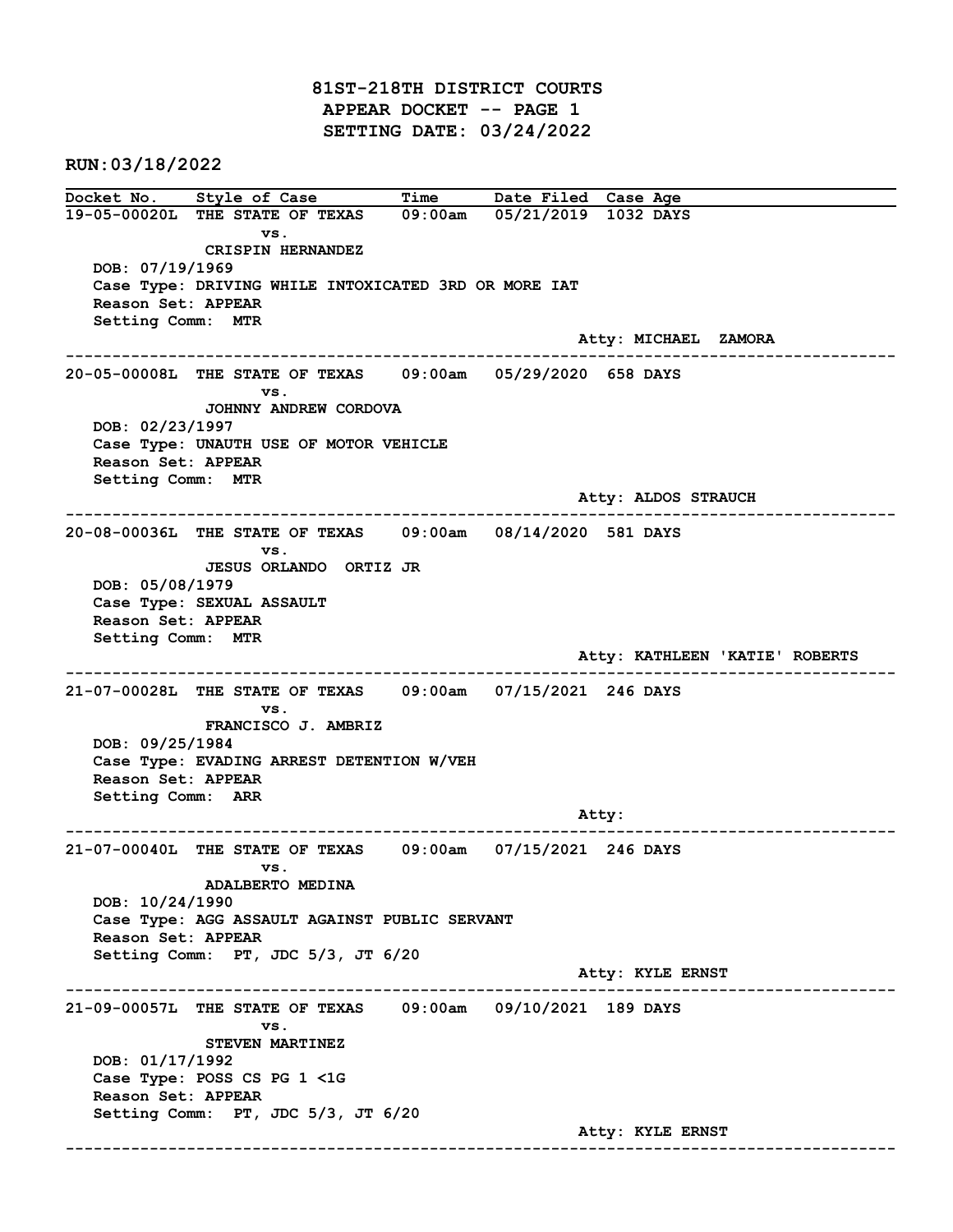# 81ST-218TH DISTRICT COURTS
## APPEAR DOCKET -- PAGE 1
## SETTING DATE: 03/24/2022

**RUN:03/18/2022**

| Docket No. | Style of Case | Time | Date Filed | Case Age |
|---|---|---|---|---|
| 19-05-00020L | THE STATE OF TEXAS vs. CRISPIN HERNANDEZ | 09:00am | 05/21/2019 | 1032 DAYS |

DOB: 07/19/1969
Case Type: DRIVING WHILE INTOXICATED 3RD OR MORE IAT
Reason Set: APPEAR
Setting Comm: MTR
Atty: MICHAEL ZAMORA

---

| Docket No. | Style of Case | Time | Date Filed | Case Age |
|---|---|---|---|---|
| 20-05-00008L | THE STATE OF TEXAS vs. JOHNNY ANDREW CORDOVA | 09:00am | 05/29/2020 | 658 DAYS |

DOB: 02/23/1997
Case Type: UNAUTH USE OF MOTOR VEHICLE
Reason Set: APPEAR
Setting Comm: MTR
Atty: ALDOS STRAUCH

---

| Docket No. | Style of Case | Time | Date Filed | Case Age |
|---|---|---|---|---|
| 20-08-00036L | THE STATE OF TEXAS vs. JESUS ORLANDO ORTIZ JR | 09:00am | 08/14/2020 | 581 DAYS |

DOB: 05/08/1979
Case Type: SEXUAL ASSAULT
Reason Set: APPEAR
Setting Comm: MTR
Atty: KATHLEEN 'KATIE' ROBERTS

---

| Docket No. | Style of Case | Time | Date Filed | Case Age |
|---|---|---|---|---|
| 21-07-00028L | THE STATE OF TEXAS vs. FRANCISCO J. AMBRIZ | 09:00am | 07/15/2021 | 246 DAYS |

DOB: 09/25/1984
Case Type: EVADING ARREST DETENTION W/VEH
Reason Set: APPEAR
Setting Comm: ARR
Atty:

---

| Docket No. | Style of Case | Time | Date Filed | Case Age |
|---|---|---|---|---|
| 21-07-00040L | THE STATE OF TEXAS vs. ADALBERTO MEDINA | 09:00am | 07/15/2021 | 246 DAYS |

DOB: 10/24/1990
Case Type: AGG ASSAULT AGAINST PUBLIC SERVANT
Reason Set: APPEAR
Setting Comm: PT, JDC 5/3, JT 6/20
Atty: KYLE ERNST

---

| Docket No. | Style of Case | Time | Date Filed | Case Age |
|---|---|---|---|---|
| 21-09-00057L | THE STATE OF TEXAS vs. STEVEN MARTINEZ | 09:00am | 09/10/2021 | 189 DAYS |

DOB: 01/17/1992
Case Type: POSS CS PG 1 <1G
Reason Set: APPEAR
Setting Comm: PT, JDC 5/3, JT 6/20
Atty: KYLE ERNST

---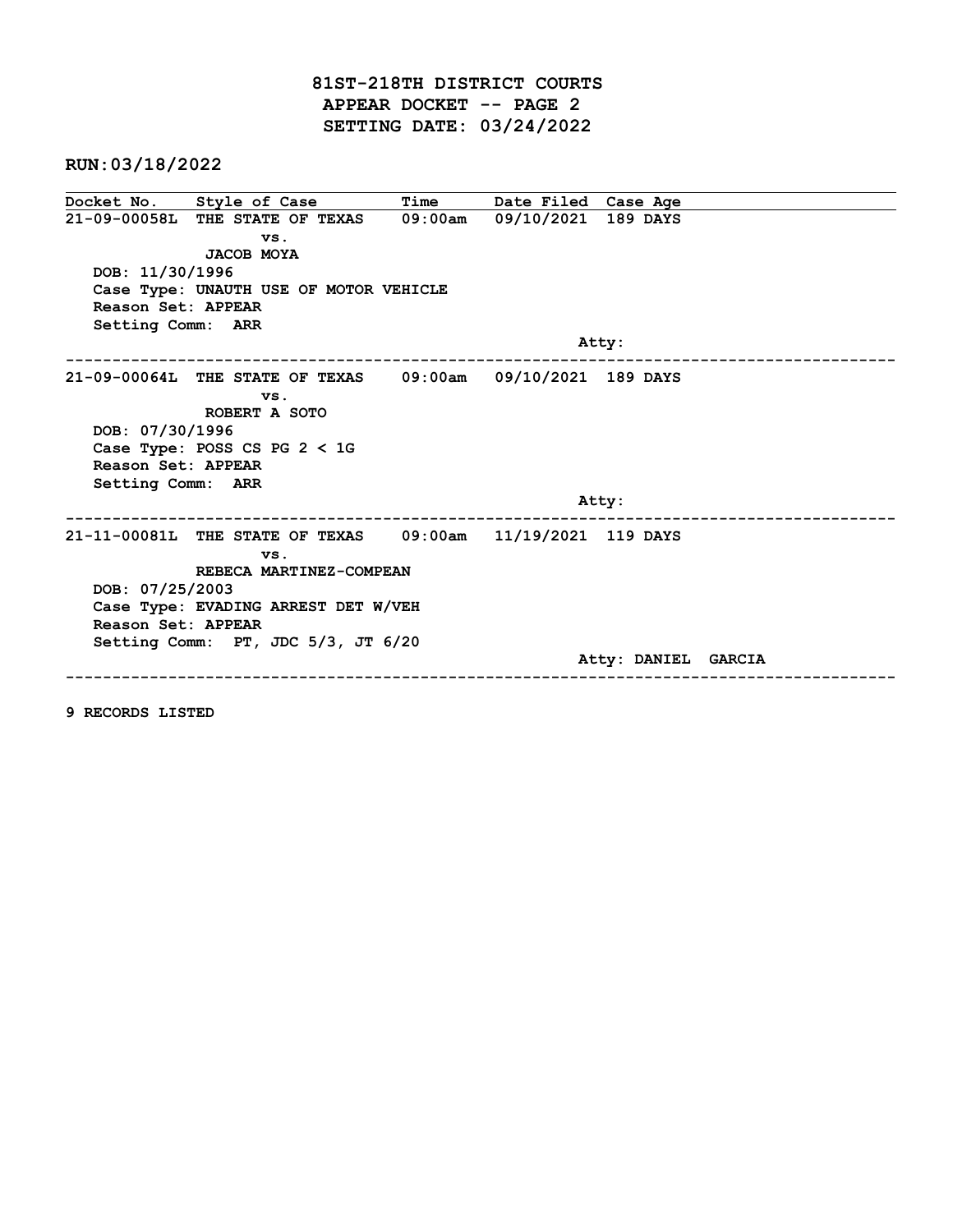# 81ST-218TH DISTRICT COURTS
## APPEAR DOCKET -- PAGE 2
## SETTING DATE: 03/24/2022

**RUN:03/18/2022**

| Docket No. | Style of Case | Time | Date Filed | Case Age |
|---|---|---|---|---|
| 21-09-00058L | THE STATE OF TEXAS vs. JACOB MOYA | 09:00am | 09/10/2021 | 189 DAYS |

DOB: 11/30/1996
Case Type: UNAUTH USE OF MOTOR VEHICLE
Reason Set: APPEAR
Setting Comm: ARR
Atty:

---

| Docket No. | Style of Case | Time | Date Filed | Case Age |
|---|---|---|---|---|
| 21-09-00064L | THE STATE OF TEXAS vs. ROBERT A SOTO | 09:00am | 09/10/2021 | 189 DAYS |

DOB: 07/30/1996
Case Type: POSS CS PG 2 < 1G
Reason Set: APPEAR
Setting Comm: ARR
Atty:

---

| Docket No. | Style of Case | Time | Date Filed | Case Age |
|---|---|---|---|---|
| 21-11-00081L | THE STATE OF TEXAS vs. REBECA MARTINEZ-COMPEAN | 09:00am | 11/19/2021 | 119 DAYS |

DOB: 07/25/2003
Case Type: EVADING ARREST DET W/VEH
Reason Set: APPEAR
Setting Comm: PT, JDC 5/3, JT 6/20
Atty: DANIEL GARCIA

---

9 RECORDS LISTED